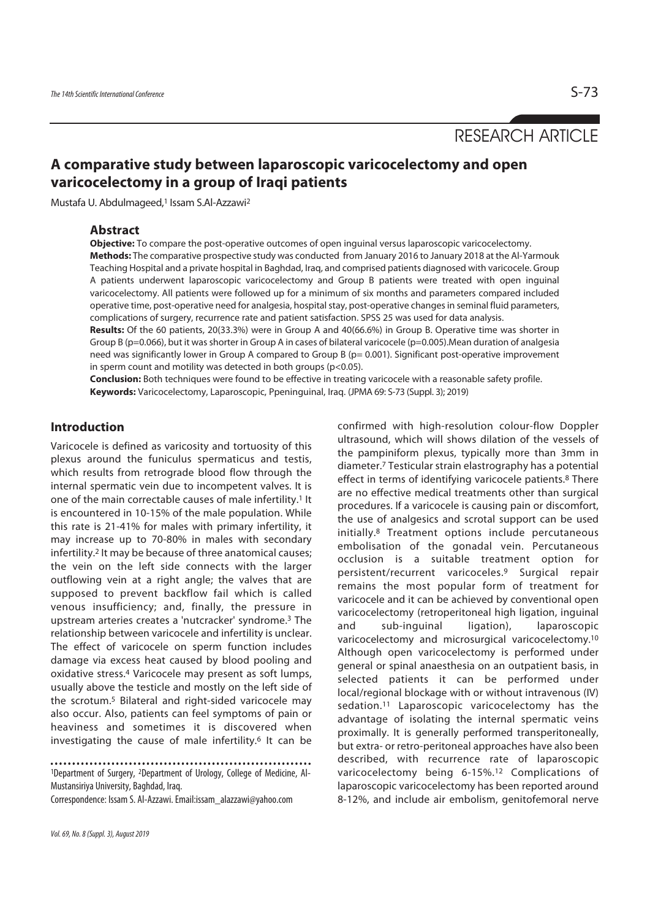RESEARCH ARTICLE

# A comparative study between laparoscopic varicocelectomy and open varicocelectomy in a group of Iraqi patients

Mustafa U. Abdulmageed,[1] Issam S.Al-Azzawi[2]

## Abstract

**Objective:** To compare the post-operative outcomes of open inguinal versus laparoscopic varicocelectomy.

**Methods:** The comparative prospective study was conducted from January 2016 to January 2018 at the Al-Yarmouk Teaching Hospital and a private hospital in Baghdad, Iraq, and comprised patients diagnosed with varicocele. Group A patients underwent laparoscopic varicocelectomy and Group B patients were treated with open inguinal varicocelectomy. All patients were followed up for a minimum of six months and parameters compared included operative time, post-operative need for analgesia, hospital stay, post-operative changes in seminal fluid parameters, complications of surgery, recurrence rate and patient satisfaction. SPSS 25 was used for data analysis.

**Results:** Of the 60 patients, 20(33.3%) were in Group A and 40(66.6%) in Group B. Operative time was shorter in Group B (p=0.066), but it was shorter in Group A in cases of bilateral varicocele (p=0.005).Mean duration of analgesia need was significantly lower in Group A compared to Group B (p= 0.001). Significant post-operative improvement in sperm count and motility was detected in both groups (p<0.05).

**Conclusion:** Both techniques were found to be effective in treating varicocele with a reasonable safety profile.

**Keywords:** Varicocelectomy, Laparoscopic, Ppeninguinal, Iraq. (JPMA 69: S-73 (Suppl. 3); 2019)

## Introduction

Varicocele is defined as varicosity and tortuosity of this plexus around the funiculus spermaticus and testis, which results from retrograde blood flow through the internal spermatic vein due to incompetent valves. It is one of the main correctable causes of male infertility.[1] It is encountered in 10-15% of the male population. While this rate is 21-41% for males with primary infertility, it may increase up to 70-80% in males with secondary infertility.[2] It may be because of three anatomical causes; the vein on the left side connects with the larger outflowing vein at a right angle; the valves that are supposed to prevent backflow fail which is called venous insufficiency; and, finally, the pressure in upstream arteries creates a 'nutcracker' syndrome.[3] The relationship between varicocele and infertility is unclear. The effect of varicocele on sperm function includes damage via excess heat caused by blood pooling and oxidative stress.[4] Varicocele may present as soft lumps, usually above the testicle and mostly on the left side of the scrotum.[5] Bilateral and right-sided varicocele may also occur. Also, patients can feel symptoms of pain or heaviness and sometimes it is discovered when investigating the cause of male infertility.[6] It can be confirmed with high-resolution colour-flow Doppler ultrasound, which will shows dilation of the vessels of the pampiniform plexus, typically more than 3mm in diameter.[7] Testicular strain elastrography has a potential effect in terms of identifying varicocele patients.[8] There are no effective medical treatments other than surgical procedures. If a varicocele is causing pain or discomfort, the use of analgesics and scrotal support can be used initially.[8] Treatment options include percutaneous embolisation of the gonadal vein. Percutaneous occlusion is a suitable treatment option for persistent/recurrent varicoceles.[9] Surgical repair remains the most popular form of treatment for varicocele and it can be achieved by conventional open varicocelectomy (retroperitoneal high ligation, inguinal and sub-inguinal ligation), laparoscopic varicocelectomy and microsurgical varicocelectomy.[10] Although open varicocelectomy is performed under general or spinal anaesthesia on an outpatient basis, in selected patients it can be performed under local/regional blockage with or without intravenous (IV) sedation.[11] Laparoscopic varicocelectomy has the advantage of isolating the internal spermatic veins proximally. It is generally performed transperitoneally, but extra- or retro-peritoneal approaches have also been described, with recurrence rate of laparoscopic varicocelectomy being 6-15%.[12] Complications of laparoscopic varicocelectomy has been reported around 8-12%, and include air embolism, genitofemoral nerve

[1]Department of Surgery, [2]Department of Urology, College of Medicine, Al-Mustansiriya University, Baghdad, Iraq.

Correspondence: Issam S. Al-Azzawi. Email:issam_alazzawi@yahoo.com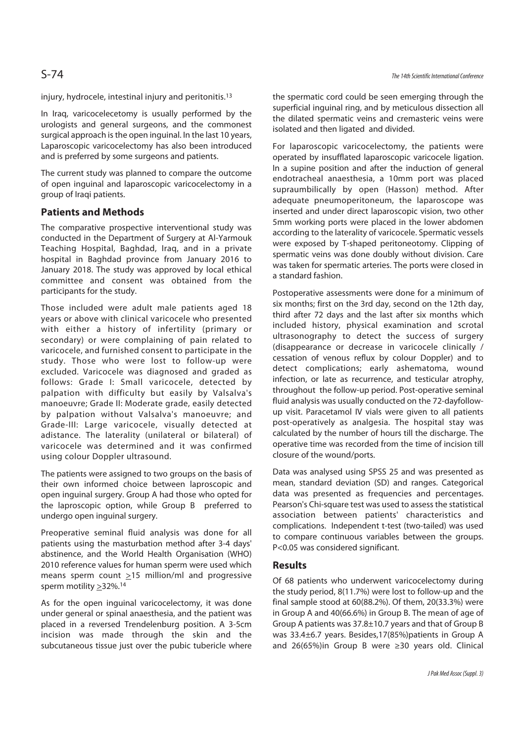injury, hydrocele, intestinal injury and peritonitis.[13]

In Iraq, varicocelecetomy is usually performed by the urologists and general surgeons, and the commonest surgical approach is the open inguinal. In the last 10 years, Laparoscopic varicocelectomy has also been introduced and is preferred by some surgeons and patients.

The current study was planned to compare the outcome of open inguinal and laparoscopic varicocelectomy in a group of Iraqi patients.

## Patients and Methods

The comparative prospective interventional study was conducted in the Department of Surgery at Al-Yarmouk Teaching Hospital, Baghdad, Iraq, and in a private hospital in Baghdad province from January 2016 to January 2018. The study was approved by local ethical committee and consent was obtained from the participants for the study.

Those included were adult male patients aged 18 years or above with clinical varicocele who presented with either a history of infertility (primary or secondary) or were complaining of pain related to varicocele, and furnished consent to participate in the study. Those who were lost to follow-up were excluded. Varicocele was diagnosed and graded as follows: Grade I: Small varicocele, detected by palpation with difficulty but easily by Valsalva's manoeuvre; Grade II: Moderate grade, easily detected by palpation without Valsalva's manoeuvre; and Grade-III: Large varicocele, visually detected at adistance. The laterality (unilateral or bilateral) of varicocele was determined and it was confirmed using colour Doppler ultrasound.

The patients were assigned to two groups on the basis of their own informed choice between laproscopic and open inguinal surgery. Group A had those who opted for the laparoscopic option, while Group B preferred to undergo open inguinal surgery.

Preoperative seminal fluid analysis was done for all patients using the masturbation method after 3-4 days' abstinence, and the World Health Organisation (WHO) 2010 reference values for human sperm were used which means sperm count $\geq$15 million/ml and progressive sperm motility $\geq$32%.[14]

As for the open inguinal varicocelectomy, it was done under general or spinal anaesthesia, and the patient was placed in a reversed Trendelenburg position. A 3-5cm incision was made through the skin and the subcutaneous tissue just over the pubic tubericle where the spermatic cord could be seen emerging through the superficial inguinal ring, and by meticulous dissection all the dilated spermatic veins and cremasteric veins were isolated and then ligated and divided.

For laparoscopic varicocelectomy, the patients were operated by insufflated laparoscopic varicocele ligation. In a supine position and after the induction of general endotracheal anaesthesia, a 10mm port was placed supraumbilically by open (Hasson) method. After adequate pneumoperitoneum, the laparoscope was inserted and under direct laparoscopic vision, two other 5mm working ports were placed in the lower abdomen according to the laterality of varicocele. Spermatic vessels were exposed by T-shaped peritoneotomy. Clipping of spermatic veins was done doubly without division. Care was taken for spermatic arteries. The ports were closed in a standard fashion.

Postoperative assessments were done for a minimum of six months; first on the 3rd day, second on the 12th day, third after 72 days and the last after six months which included history, physical examination and scrotal ultrasonography to detect the success of surgery (disappearance or decrease in varicocele clinically / cessation of venous reflux by colour Doppler) and to detect complications; early ashematoma, wound infection, or late as recurrence, and testicular atrophy, throughout the follow-up period. Post-operative seminal fluid analysis was usually conducted on the 72-dayfollow-up visit. Paracetamol IV vials were given to all patients post-operatively as analgesia. The hospital stay was calculated by the number of hours till the discharge. The operative time was recorded from the time of incision till closure of the wound/ports.

Data was analysed using SPSS 25 and was presented as mean, standard deviation (SD) and ranges. Categorical data was presented as frequencies and percentages. Pearson's Chi-square test was used to assess the statistical association between patients' characteristics and complications. Independent t-test (two-tailed) was used to compare continuous variables between the groups. $P<0.05$ was considered significant.

## Results

Of 68 patients who underwent varicocelectomy during the study period, 8(11.7%) were lost to follow-up and the final sample stood at 60(88.2%). Of them, 20(33.3%) were in Group A and 40(66.6%) in Group B. The mean of age of Group A patients was 37.8±10.7 years and that of Group B was 33.4±6.7 years. Besides,17(85%)patients in Group A and 26(65%)in Group B were ≥30 years old. Clinical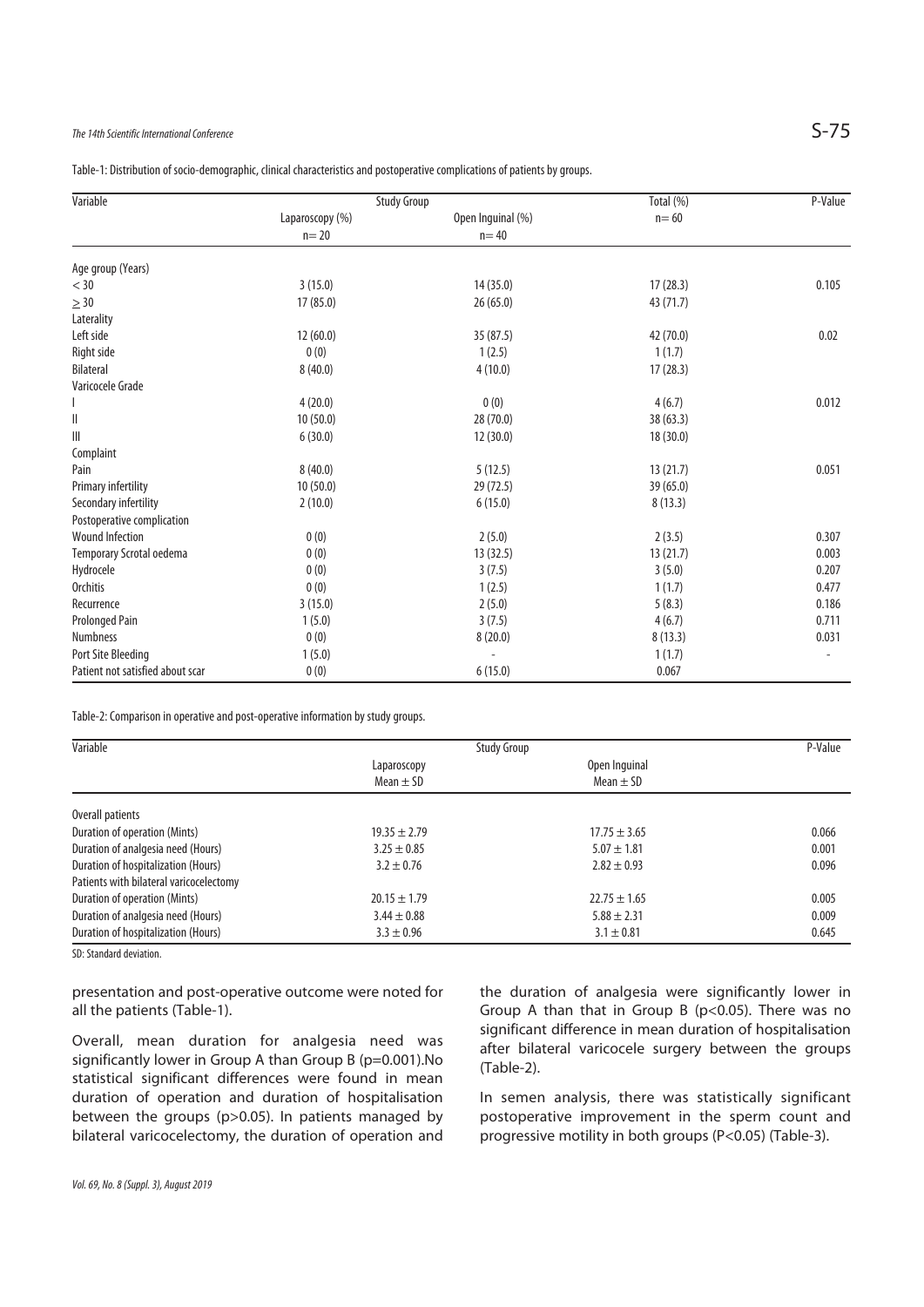Table-1: Distribution of socio-demographic, clinical characteristics and postoperative complications of patients by groups.

| Variable | Study Group | | Total (%) | P-Value |
|---|---|---|---|---|
| | Laparoscopy (%) n= 20 | Open Inguinal (%) n= 40 | n= 60 | |
| Age group (Years) | | | | |
| < 30 | 3 (15.0) | 14 (35.0) | 17 (28.3) | 0.105 |
| ≥ 30 | 17 (85.0) | 26 (65.0) | 43 (71.7) | |
| Laterality | | | | |
| Left side | 12 (60.0) | 35 (87.5) | 42 (70.0) | 0.02 |
| Right side | 0 (0) | 1 (2.5) | 1 (1.7) | |
| Bilateral | 8 (40.0) | 4 (10.0) | 17 (28.3) | |
| Varicocele Grade | | | | |
| I | 4 (20.0) | 0 (0) | 4 (6.7) | 0.012 |
| II | 10 (50.0) | 28 (70.0) | 38 (63.3) | |
| III | 6 (30.0) | 12 (30.0) | 18 (30.0) | |
| Complaint | | | | |
| Pain | 8 (40.0) | 5 (12.5) | 13 (21.7) | 0.051 |
| Primary infertility | 10 (50.0) | 29 (72.5) | 39 (65.0) | |
| Secondary infertility | 2 (10.0) | 6 (15.0) | 8 (13.3) | |
| Postoperative complication | | | | |
| Wound Infection | 0 (0) | 2 (5.0) | 2 (3.5) | 0.307 |
| Temporary Scrotal oedema | 0 (0) | 13 (32.5) | 13 (21.7) | 0.003 |
| Hydrocele | 0 (0) | 3 (7.5) | 3 (5.0) | 0.207 |
| Orchitis | 0 (0) | 1 (2.5) | 1 (1.7) | 0.477 |
| Recurrence | 3 (15.0) | 2 (5.0) | 5 (8.3) | 0.186 |
| Prolonged Pain | 1 (5.0) | 3 (7.5) | 4 (6.7) | 0.711 |
| Numbness | 0 (0) | 8 (20.0) | 8 (13.3) | 0.031 |
| Port Site Bleeding | 1 (5.0) | - | 1 (1.7) | - |
| Patient not satisfied about scar | 0 (0) | 6 (15.0) | 0.067 | |

Table-2: Comparison in operative and post-operative information by study groups.

| Variable | Study Group | | P-Value |
|---|---|---|---|
| | Laparoscopy Mean ± SD | Open Inguinal Mean ± SD | |
| Overall patients | | | |
| Duration of operation (Mints) | 19.35 ± 2.79 | 17.75 ± 3.65 | 0.066 |
| Duration of analgesia need (Hours) | 3.25 ± 0.85 | 5.07 ± 1.81 | 0.001 |
| Duration of hospitalization (Hours) | 3.2 ± 0.76 | 2.82 ± 0.93 | 0.096 |
| Patients with bilateral varicocelectomy | | | |
| Duration of operation (Mints) | 20.15 ± 1.79 | 22.75 ± 1.65 | 0.005 |
| Duration of analgesia need (Hours) | 3.44 ± 0.88 | 5.88 ± 2.31 | 0.009 |
| Duration of hospitalization (Hours) | 3.3 ± 0.96 | 3.1 ± 0.81 | 0.645 |

SD: Standard deviation.

presentation and post-operative outcome were noted for all the patients (Table-1).

Overall, mean duration for analgesia need was significantly lower in Group A than Group B (p=0.001).No statistical significant differences were found in mean duration of operation and duration of hospitalisation between the groups (p>0.05). In patients managed by bilateral varicocelectomy, the duration of operation and the duration of analgesia were significantly lower in Group A than that in Group B (p<0.05). There was no significant difference in mean duration of hospitalisation after bilateral varicocele surgery between the groups (Table-2).

In semen analysis, there was statistically significant postoperative improvement in the sperm count and progressive motility in both groups (P<0.05) (Table-3).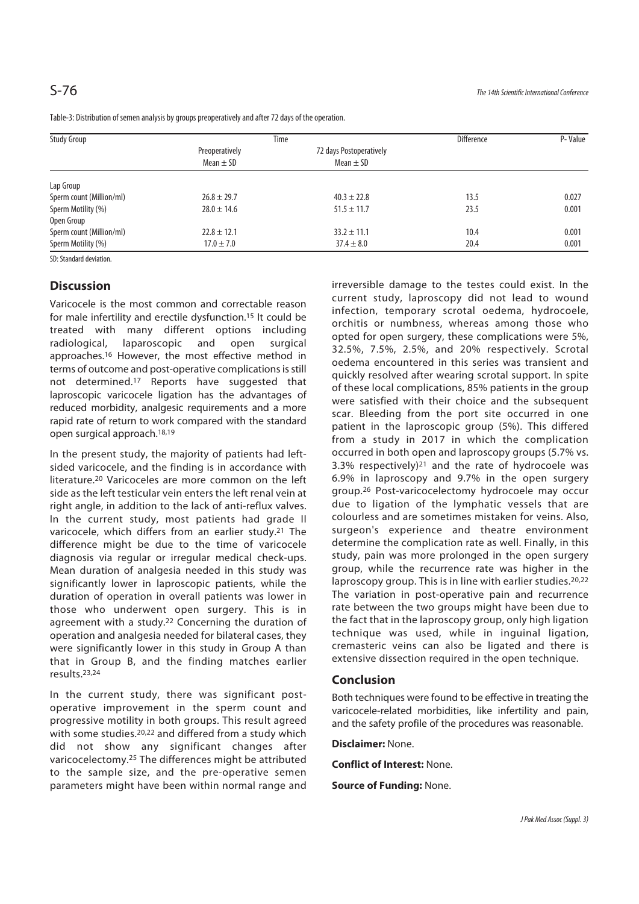Table-3: Distribution of semen analysis by groups preoperatively and after 72 days of the operation.

| Study Group | Time | | Difference | P- Value |
|---|---|---|---|---|
| | Preoperatively Mean ± SD | 72 days Postoperatively Mean ± SD | | |
| Lap Group | | | | |
| Sperm count (Million/ml) | 26.8 ± 29.7 | 40.3 ± 22.8 | 13.5 | 0.027 |
| Sperm Motility (%) | 28.0 ± 14.6 | 51.5 ± 11.7 | 23.5 | 0.001 |
| Open Group | | | | |
| Sperm count (Million/ml) | 22.8 ± 12.1 | 33.2 ± 11.1 | 10.4 | 0.001 |
| Sperm Motility (%) | 17.0 ± 7.0 | 37.4 ± 8.0 | 20.4 | 0.001 |

SD: Standard deviation.

## Discussion

Varicocele is the most common and correctable reason for male infertility and erectile dysfunction.[15] It could be treated with many different options including radiological, laparoscopic and open surgical approaches.[16] However, the most effective method in terms of outcome and post-operative complications is still not determined.[17] Reports have suggested that laparoscopic varicocele ligation has the advantages of reduced morbidity, analgesic requirements and a more rapid rate of return to work compared with the standard open surgical approach.[18,19]

In the present study, the majority of patients had left-sided varicocele, and the finding is in accordance with literature.[20] Varicoceles are more common on the left side as the left testicular vein enters the left renal vein at right angle, in addition to the lack of anti-reflux valves. In the current study, most patients had grade II varicocele, which differs from an earlier study.[21] The difference might be due to the time of varicocele diagnosis via regular or irregular medical check-ups. Mean duration of analgesia needed in this study was significantly lower in laproscopic patients, while the duration of operation in overall patients was lower in those who underwent open surgery. This is in agreement with a study.[22] Concerning the duration of operation and analgesia needed for bilateral cases, they were significantly lower in this study in Group A than that in Group B, and the finding matches earlier results.[23,24]

In the current study, there was significant post-operative improvement in the sperm count and progressive motility in both groups. This result agreed with some studies.[20,22] and differed from a study which did not show any significant changes after varicocelectomy.[25] The differences might be attributed to the sample size, and the pre-operative semen parameters might have been within normal range and irreversible damage to the testes could exist. In the current study, laproscopy did not lead to wound infection, temporary scrotal oedema, hydrocoele, orchitis or numbness, whereas among those who opted for open surgery, these complications were 5%, 32.5%, 7.5%, 2.5%, and 20% respectively. Scrotal oedema encountered in this series was transient and quickly resolved after wearing scrotal support. In spite of these local complications, 85% patients in the group were satisfied with their choice and the subsequent scar. Bleeding from the port site occurred in one patient in the laproscopic group (5%). This differed from a study in 2017 in which the complication occurred in both open and laproscopy groups (5.7% vs. 3.3% respectively)[21] and the rate of hydrocoele was 6.9% in laproscopy and 9.7% in the open surgery group.[26] Post-varicocelectomy hydrocoele may occur due to ligation of the lymphatic vessels that are colourless and are sometimes mistaken for veins. Also, surgeon's experience and theatre environment determine the complication rate as well. Finally, in this study, pain was more prolonged in the open surgery group, while the recurrence rate was higher in the laproscopy group. This is in line with earlier studies.[20,22] The variation in post-operative pain and recurrence rate between the two groups might have been due to the fact that in the laproscopy group, only high ligation technique was used, while in inguinal ligation, cremasteric veins can also be ligated and there is extensive dissection required in the open technique.

## Conclusion

Both techniques were found to be effective in treating the varicocele-related morbidities, like infertility and pain, and the safety profile of the procedures was reasonable.

**Disclaimer:** None.

**Conflict of Interest:** None.

**Source of Funding:** None.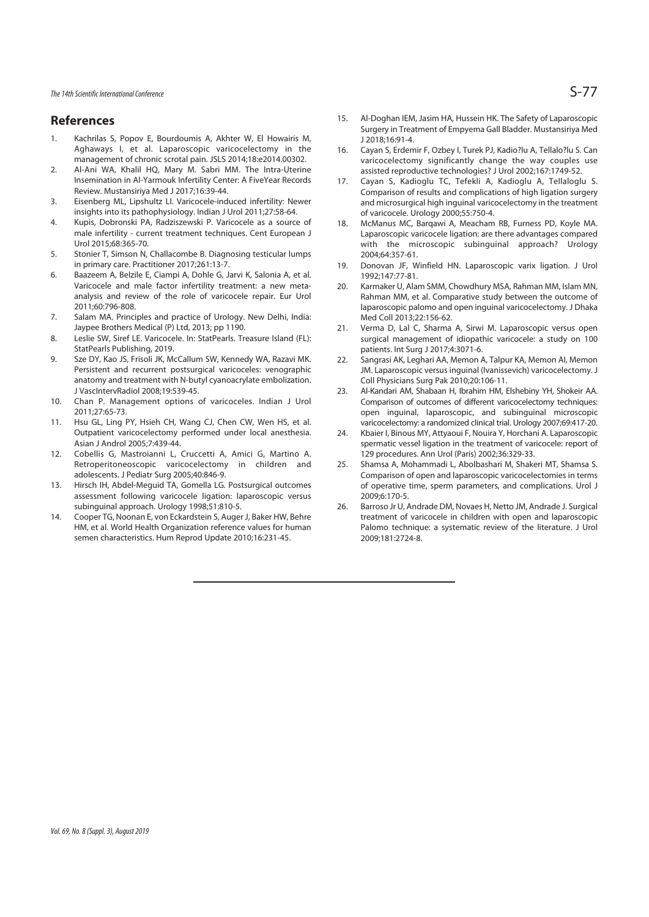## References

1. Kachrilas S, Popov E, Bourdoumis A, Akhter W, El Howairis M, Aghaways I, et al. Laparoscopic varicocelectomy in the management of chronic scrotal pain. JSLS 2014;18:e2014.00302.
2. Al-Ani WA, Khalil HQ, Mary M. Sabri MM. The Intra-Uterine Insemination in Al-Yarmouk Infertility Center: A FiveYear Records Review. Mustansiriya Med J 2017;16:39-44.
3. Eisenberg ML, Lipshultz LI. Varicocele-induced infertility: Newer insights into its pathophysiology. Indian J Urol 2011;27:58-64.
4. Kupis, Dobronski PA, Radziszewski P. Varicocele as a source of male infertility - current treatment techniques. Cent European J Urol 2015;68:365-70.
5. Stonier T, Simson N, Challacombe B. Diagnosing testicular lumps in primary care. Practitioner 2017;261:13-7.
6. Baazeem A, Belzile E, Ciampi A, Dohle G, Jarvi K, Salonia A, et al. Varicocele and male factor infertility treatment: a new meta-analysis and review of the role of varicocele repair. Eur Urol 2011;60:796-808.
7. Salam MA. Principles and practice of Urology. New Delhi, India: Jaypee Brothers Medical (P) Ltd, 2013; pp 1190.
8. Leslie SW, Siref LE. Varicocele. In: StatPearls. Treasure Island (FL): StatPearls Publishing, 2019.
9. Sze DY, Kao JS, Frisoli JK, McCallum SW, Kennedy WA, Razavi MK. Persistent and recurrent postsurgical varicoceles: venographic anatomy and treatment with N-butyl cyanoacrylate embolization. J VascIntervRadiol 2008;19:539-45.
10. Chan P. Management options of varicoceles. Indian J Urol 2011;27:65-73.
11. Hsu GL, Ling PY, Hsieh CH, Wang CJ, Chen CW, Wen HS, et al. Outpatient varicocelectomy performed under local anesthesia. Asian J Androl 2005;7:439-44.
12. Cobellis G, Mastroianni L, Cruccetti A, Amici G, Martino A. Retroperitoneoscopic varicocelectomy in children and adolescents. J Pediatr Surg 2005;40:846-9.
13. Hirsch IH, Abdel-Meguid TA, Gomella LG. Postsurgical outcomes assessment following varicocele ligation: laparoscopic versus subinguinal approach. Urology 1998;51:810-5.
14. Cooper TG, Noonan E, von Eckardstein S, Auger J, Baker HW, Behre HM, et al. World Health Organization reference values for human semen characteristics. Hum Reprod Update 2010;16:231-45.
15. Al-Doghan IEM, Jasim HA, Hussein HK. The Safety of Laparoscopic Surgery in Treatment of Empyema Gall Bladder. Mustansiriya Med J 2018;16:91-4.
16. Cayan S, Erdemir F, Ozbey I, Turek PJ, Kadio?lu A, Tellalo?lu S. Can varicocelectomy significantly change the way couples use assisted reproductive technologies? J Urol 2002;167:1749-52.
17. Cayan S, Kadioglu TC, Tefekli A, Kadioglu A, Tellaloglu S. Comparison of results and complications of high ligation surgery and microsurgical high inguinal varicocelectomy in the treatment of varicocele. Urology 2000;55:750-4.
18. McManus MC, Barqawi A, Meacham RB, Furness PD, Koyle MA. Laparoscopic varicocele ligation: are there advantages compared with the microscopic subinguinal approach? Urology 2004;64:357-61.
19. Donovan JF, Winfield HN. Laparoscopic varix ligation. J Urol 1992;147:77-81.
20. Karmaker U, Alam SMM, Chowdhury MSA, Rahman MM, Islam MN, Rahman MM, et al. Comparative study between the outcome of laparoscopic palomo and open inguinal varicocelectomy. J Dhaka Med Coll 2013;22:156-62.
21. Verma D, Lal C, Sharma A, Sirwi M. Laparoscopic versus open surgical management of idiopathic varicocele: a study on 100 patients. Int Surg J 2017;4:3071-6.
22. Sangrasi AK, Leghari AA, Memon A, Talpur KA, Memon AI, Memon JM. Laparoscopic versus inguinal (Ivanissevich) varicocelectomy. J Coll Physicians Surg Pak 2010;20:106-11.
23. Al-Kandari AM, Shabaan H, Ibrahim HM, Elshebiny YH, Shokeir AA. Comparison of outcomes of different varicocelectomy techniques: open inguinal, laparoscopic, and subinguinal microscopic varicocelectomy: a randomized clinical trial. Urology 2007;69:417-20.
24. Kbaier I, Binous MY, Attyaoui F, Nouira Y, Horchani A. Laparoscopic spermatic vessel ligation in the treatment of varicocele: report of 129 procedures. Ann Urol (Paris) 2002;36:329-33.
25. Shamsa A, Mohammadi L, Abolbashari M, Shakeri MT, Shamsa S. Comparison of open and laparoscopic varicocelectomies in terms of operative time, sperm parameters, and complications. Urol J 2009;6:170-5.
26. Barroso Jr U, Andrade DM, Novaes H, Netto JM, Andrade J. Surgical treatment of varicocele in children with open and laparoscopic Palomo technique: a systematic review of the literature. J Urol 2009;181:2724-8.